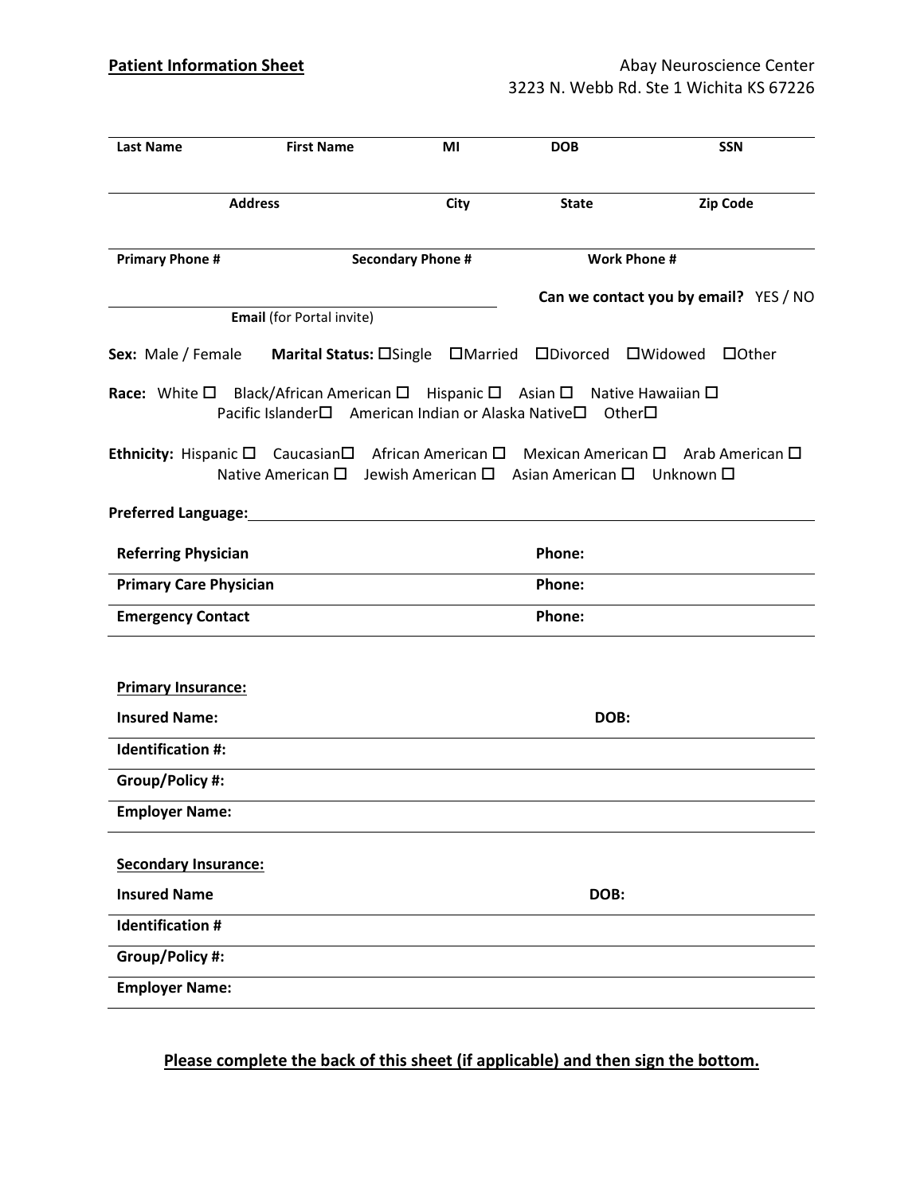**Patient Information Sheet**

Abay Neuroscience Center
3223 N. Webb Rd. Ste 1 Wichita KS 67226

| Last Name | First Name | MI | DOB | SSN |
|---|---|---|---|---|
| | | | | |

| Address | City | State | Zip Code |
|---|---|---|---|
| | | | |

| Primary Phone # | Secondary Phone # | Work Phone # |
|---|---|---|
| | | |

**Email** (for Portal invite) ______________________

**Can we contact you by email?** YES / NO

**Sex:** Male / Female **Marital Status:** ☐Single ☐Married ☐Divorced ☐Widowed ☐Other

**Race:** White ☐ Black/African American ☐ Hispanic ☐ Asian ☐ Native Hawaiian ☐ Pacific Islander☐ American Indian or Alaska Native☐ Other☐

**Ethnicity:** Hispanic ☐ Caucasian☐ African American ☐ Mexican American ☐ Arab American ☐ Native American ☐ Jewish American ☐ Asian American ☐ Unknown ☐

**Preferred Language:** ______________________

| | |
|---|---|
| **Referring Physician** | **Phone:** |
| **Primary Care Physician** | **Phone:** |
| **Emergency Contact** | **Phone:** |

**Primary Insurance:**

| | |
|---|---|
| **Insured Name:** | **DOB:** |
| **Identification #:** | |
| **Group/Policy #:** | |
| **Employer Name:** | |

**Secondary Insurance:**

| | |
|---|---|
| **Insured Name** | **DOB:** |
| **Identification #** | |
| **Group/Policy #:** | |
| **Employer Name:** | |

**Please complete the back of this sheet (if applicable) and then sign the bottom.**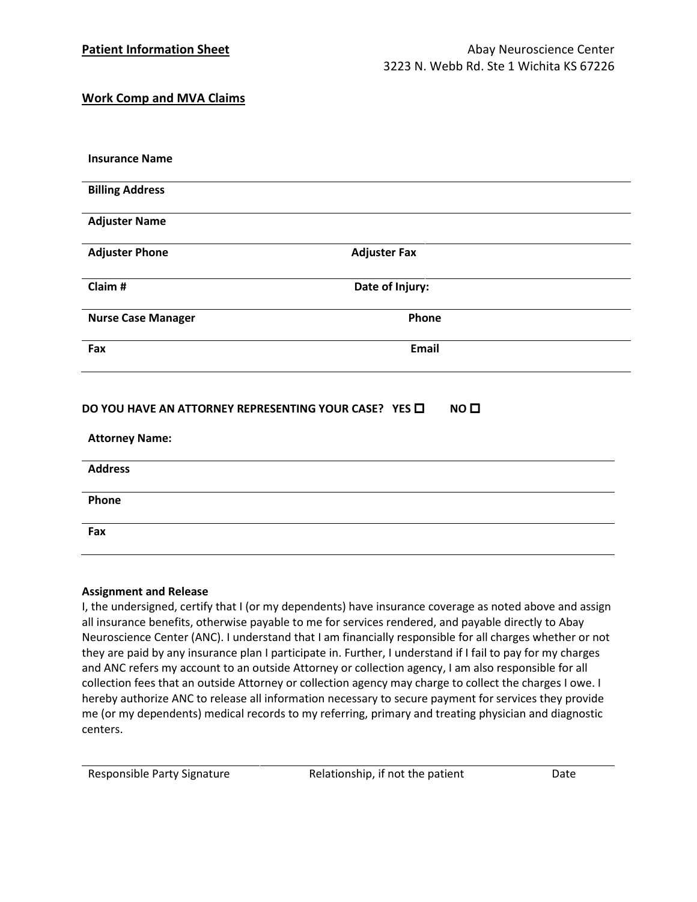**Patient Information Sheet**

Abay Neuroscience Center
3223 N. Webb Rd. Ste 1 Wichita KS 67226

**Work Comp and MVA Claims**

**Insurance Name**

**Billing Address**

**Adjuster Name**

**Adjuster Phone** **Adjuster Fax**

**Claim #** **Date of Injury:**

**Nurse Case Manager** **Phone**

**Fax** **Email**

**DO YOU HAVE AN ATTORNEY REPRESENTING YOUR CASE? YES ☐ NO ☐**

**Attorney Name:**

**Address**

**Phone**

**Fax**

**Assignment and Release**

I, the undersigned, certify that I (or my dependents) have insurance coverage as noted above and assign all insurance benefits, otherwise payable to me for services rendered, and payable directly to Abay Neuroscience Center (ANC). I understand that I am financially responsible for all charges whether or not they are paid by any insurance plan I participate in. Further, I understand if I fail to pay for my charges and ANC refers my account to an outside Attorney or collection agency, I am also responsible for all collection fees that an outside Attorney or collection agency may charge to collect the charges I owe. I hereby authorize ANC to release all information necessary to secure payment for services they provide me (or my dependents) medical records to my referring, primary and treating physician and diagnostic centers.

Responsible Party Signature Relationship, if not the patient Date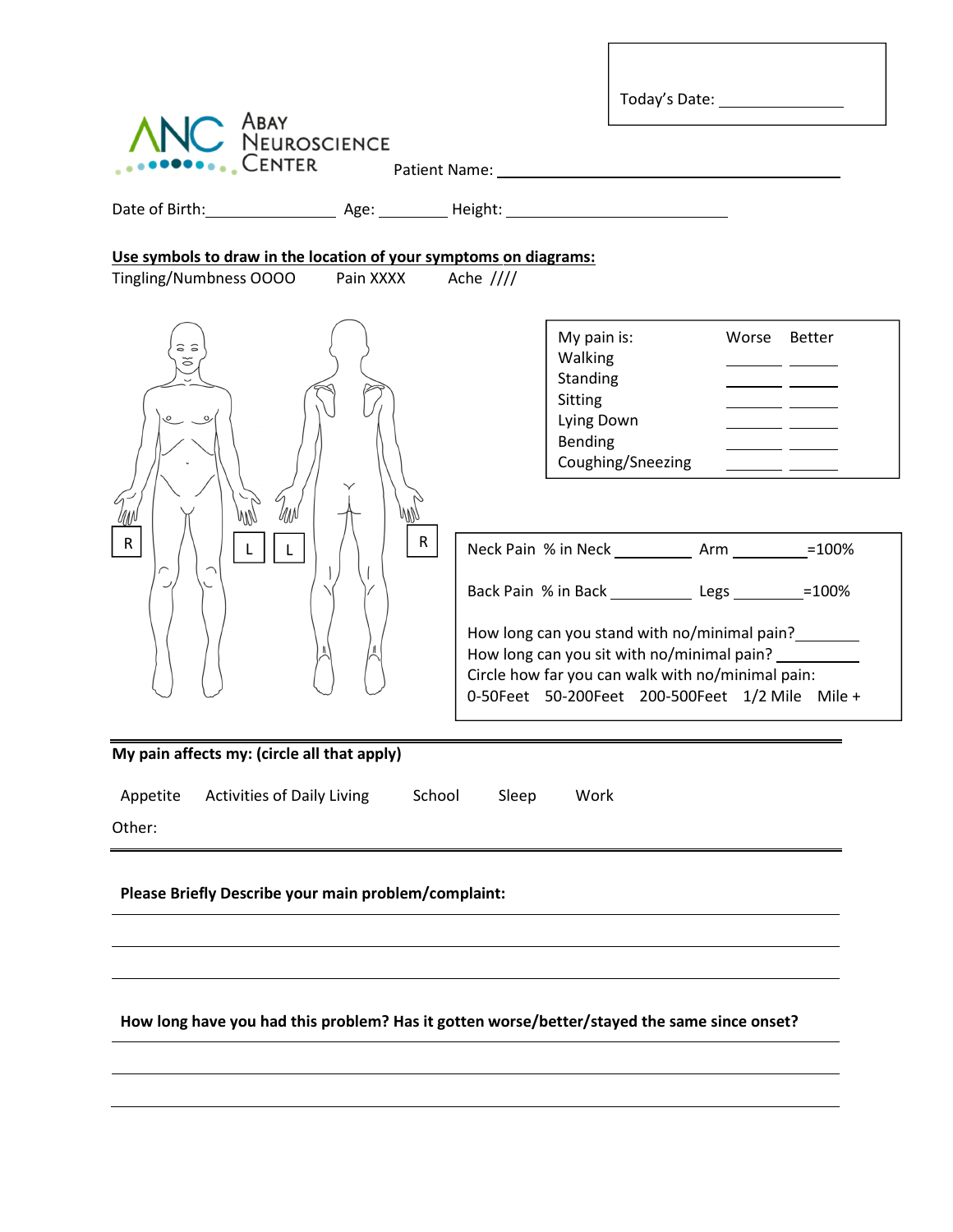Today's Date: _______________

ABAY NEUROSCIENCE CENTER

Patient Name: ________________________________________

Date of Birth: _______________ Age: ________ Height: ___________________________

**Use symbols to draw in the location of your symptoms on diagrams:**

Tingling/Numbness OOOO Pain XXXX Ache ////

R L L R

| My pain is: | Worse | Better |
|---|---|---|
| Walking | ______ | ______ |
| Standing | ______ | ______ |
| Sitting | ______ | ______ |
| Lying Down | ______ | ______ |
| Bending | ______ | ______ |
| Coughing/Sneezing | ______ | ______ |

Neck Pain % in Neck __________ Arm __________ =100%

Back Pain % in Back __________ Legs __________ =100%

How long can you stand with no/minimal pain? ________

How long can you sit with no/minimal pain? ________

Circle how far you can walk with no/minimal pain:

0-50Feet 50-200Feet 200-500Feet 1/2 Mile Mile +

**My pain affects my: (circle all that apply)**

Appetite Activities of Daily Living School Sleep Work

Other:

**Please Briefly Describe your main problem/complaint:**

________________________________________

________________________________________

________________________________________

**How long have you had this problem? Has it gotten worse/better/stayed the same since onset?**

________________________________________

________________________________________

________________________________________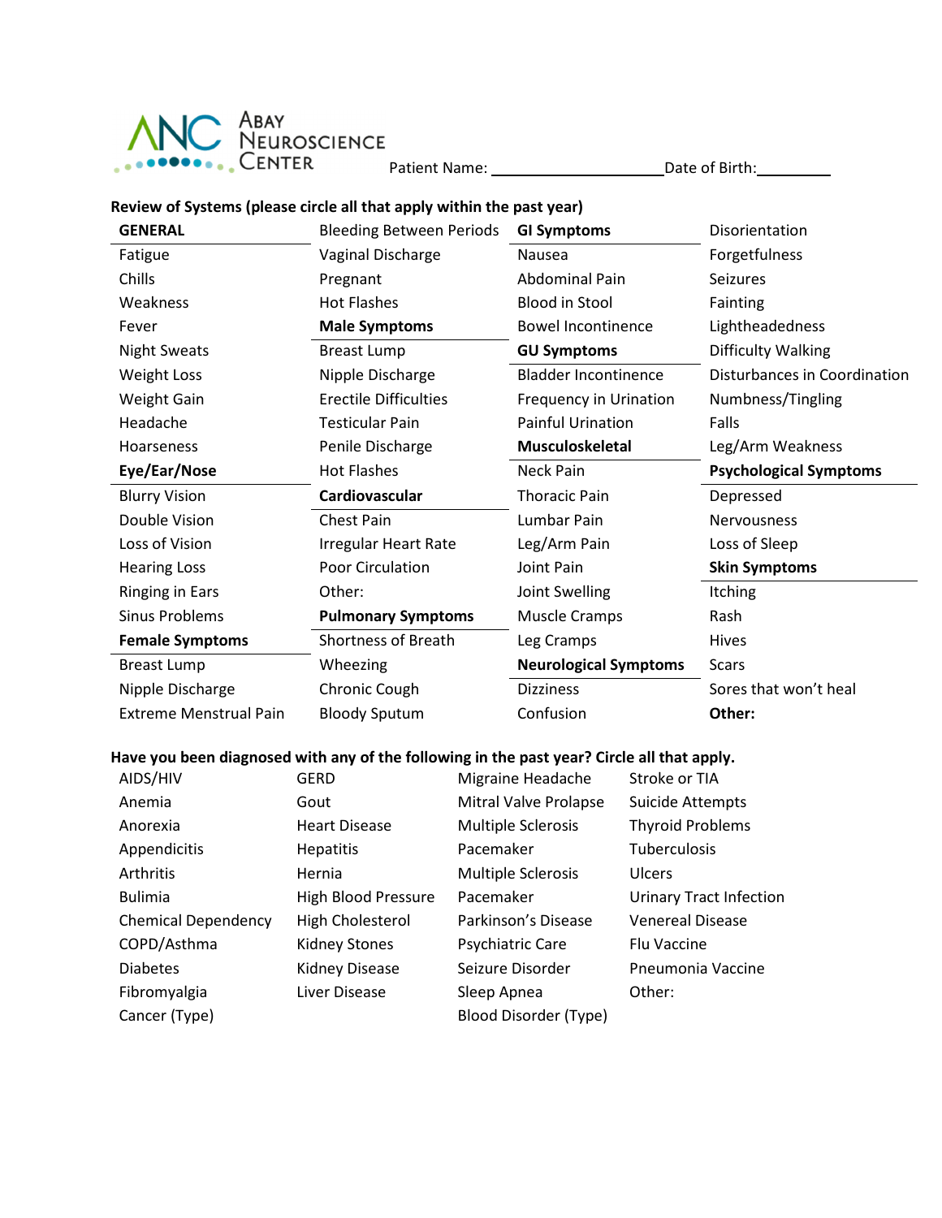ABAY NEUROSCIENCE CENTER

Patient Name: ____________________ Date of Birth: _________

**Review of Systems (please circle all that apply within the past year)**

| | | | |
|---|---|---|---|
| **GENERAL** | Bleeding Between Periods | **GI Symptoms** | Disorientation |
| Fatigue | Vaginal Discharge | Nausea | Forgetfulness |
| Chills | Pregnant | Abdominal Pain | Seizures |
| Weakness | Hot Flashes | Blood in Stool | Fainting |
| Fever | **Male Symptoms** | Bowel Incontinence | Lightheadedness |
| Night Sweats | Breast Lump | **GU Symptoms** | Difficulty Walking |
| Weight Loss | Nipple Discharge | Bladder Incontinence | Disturbances in Coordination |
| Weight Gain | Erectile Difficulties | Frequency in Urination | Numbness/Tingling |
| Headache | Testicular Pain | Painful Urination | Falls |
| Hoarseness | Penile Discharge | **Musculoskeletal** | Leg/Arm Weakness |
| **Eye/Ear/Nose** | Hot Flashes | Neck Pain | **Psychological Symptoms** |
| Blurry Vision | **Cardiovascular** | Thoracic Pain | Depressed |
| Double Vision | Chest Pain | Lumbar Pain | Nervousness |
| Loss of Vision | Irregular Heart Rate | Leg/Arm Pain | Loss of Sleep |
| Hearing Loss | Poor Circulation | Joint Pain | **Skin Symptoms** |
| Ringing in Ears | Other: | Joint Swelling | Itching |
| Sinus Problems | **Pulmonary Symptoms** | Muscle Cramps | Rash |
| **Female Symptoms** | Shortness of Breath | Leg Cramps | Hives |
| Breast Lump | Wheezing | **Neurological Symptoms** | Scars |
| Nipple Discharge | Chronic Cough | Dizziness | Sores that won't heal |
| Extreme Menstrual Pain | Bloody Sputum | Confusion | **Other:** |

**Have you been diagnosed with any of the following in the past year? Circle all that apply.**

| | | | |
|---|---|---|---|
| AIDS/HIV | GERD | Migraine Headache | Stroke or TIA |
| Anemia | Gout | Mitral Valve Prolapse | Suicide Attempts |
| Anorexia | Heart Disease | Multiple Sclerosis | Thyroid Problems |
| Appendicitis | Hepatitis | Pacemaker | Tuberculosis |
| Arthritis | Hernia | Multiple Sclerosis | Ulcers |
| Bulimia | High Blood Pressure | Pacemaker | Urinary Tract Infection |
| Chemical Dependency | High Cholesterol | Parkinson's Disease | Venereal Disease |
| COPD/Asthma | Kidney Stones | Psychiatric Care | Flu Vaccine |
| Diabetes | Kidney Disease | Seizure Disorder | Pneumonia Vaccine |
| Fibromyalgia | Liver Disease | Sleep Apnea | Other: |
| Cancer (Type) | | Blood Disorder (Type) | |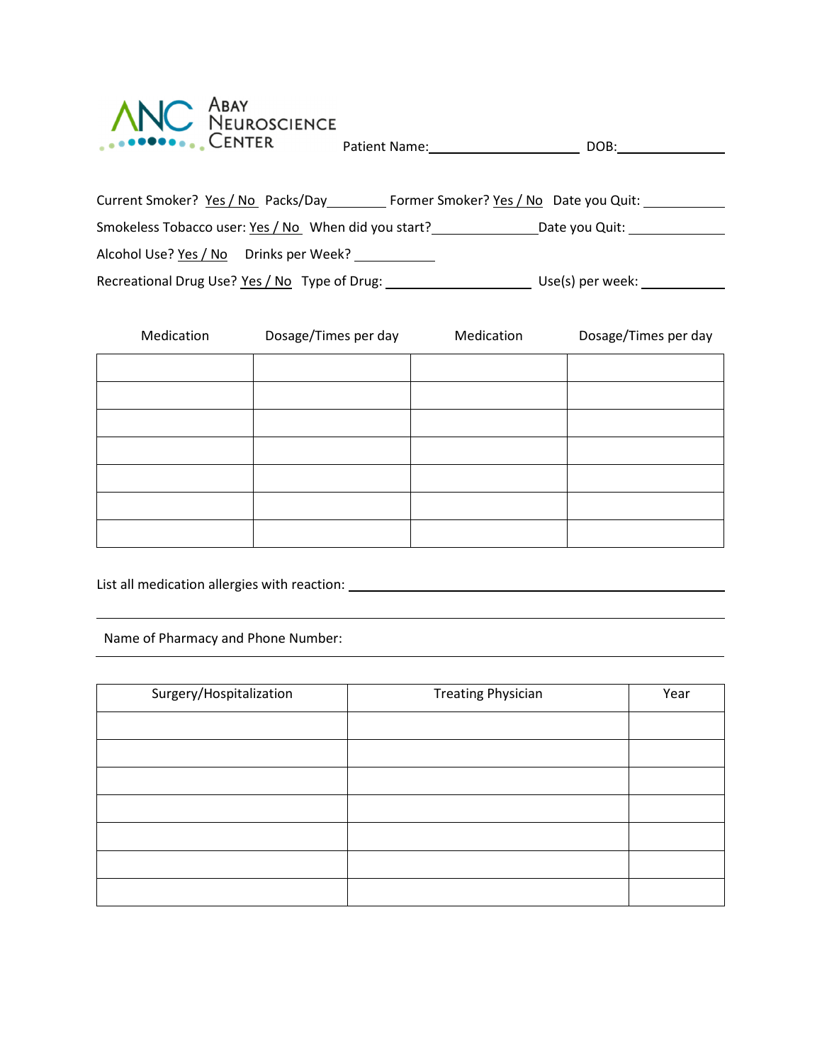**Abay Neuroscience Center**

Patient Name:____________________ DOB:______________

Current Smoker? Yes / No Packs/Day________ Former Smoker? Yes / No Date you Quit: ____________

Smokeless Tobacco user: Yes / No When did you start?______________ Date you Quit: ____________

Alcohol Use? Yes / No Drinks per Week? ___________

Recreational Drug Use? Yes / No Type of Drug: ____________________ Use(s) per week: ___________

| Medication | Dosage/Times per day | Medication | Dosage/Times per day |
|---|---|---|---|
| | | | |
| | | | |
| | | | |
| | | | |
| | | | |
| | | | |
| | | | |

List all medication allergies with reaction: ______________________________________________

______________________________________________________________________________

Name of Pharmacy and Phone Number:

______________________________________________________________________________

| Surgery/Hospitalization | Treating Physician | Year |
|---|---|---|
| | | |
| | | |
| | | |
| | | |
| | | |
| | | |
| | | |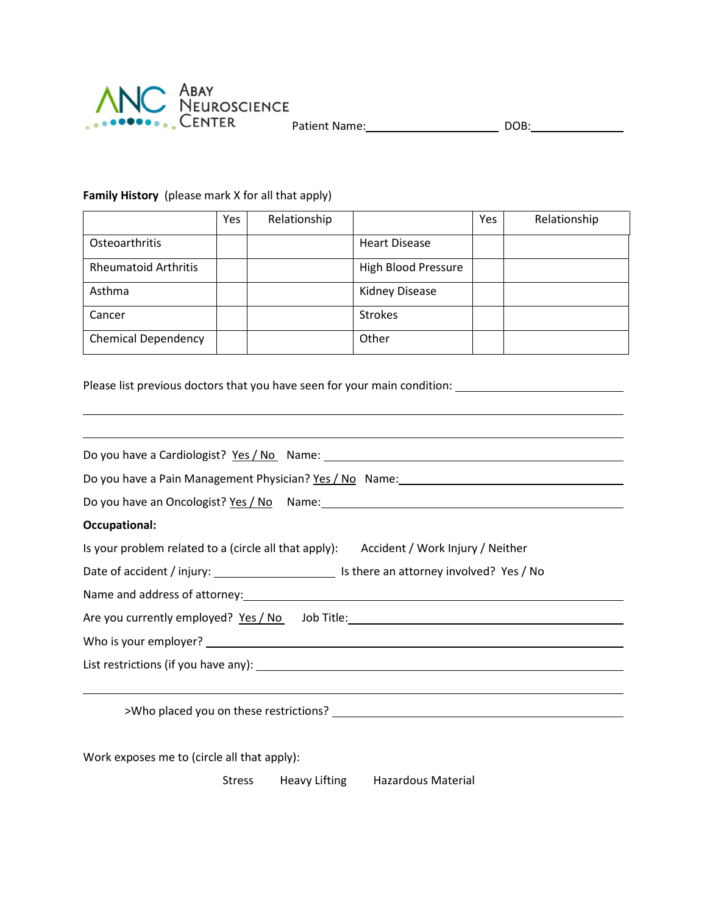ABAY NEUROSCIENCE CENTER

Patient Name:\_\_\_\_\_\_\_\_\_\_\_\_\_\_\_\_\_\_\_\_ DOB:\_\_\_\_\_\_\_\_\_\_\_\_\_\_

**Family History** (please mark X for all that apply)

| | Yes | Relationship | | Yes | Relationship |
|---|---|---|---|---|---|
| Osteoarthritis | | | Heart Disease | | |
| Rheumatoid Arthritis | | | High Blood Pressure | | |
| Asthma | | | Kidney Disease | | |
| Cancer | | | Strokes | | |
| Chemical Dependency | | | Other | | |

Please list previous doctors that you have seen for your main condition: \_\_\_\_\_\_\_\_\_\_\_\_\_\_\_\_\_\_\_\_

\_\_\_\_\_\_\_\_\_\_\_\_\_\_\_\_\_\_\_\_\_\_\_\_\_\_\_\_\_\_\_\_\_\_\_\_\_\_\_\_\_\_\_\_\_\_\_\_\_\_\_\_\_\_\_\_\_\_\_\_

\_\_\_\_\_\_\_\_\_\_\_\_\_\_\_\_\_\_\_\_\_\_\_\_\_\_\_\_\_\_\_\_\_\_\_\_\_\_\_\_\_\_\_\_\_\_\_\_\_\_\_\_\_\_\_\_\_\_\_\_

Do you have a Cardiologist? Yes / No Name: \_\_\_\_\_\_\_\_\_\_\_\_\_\_\_\_\_\_\_\_\_\_\_\_\_\_\_\_\_\_

Do you have a Pain Management Physician? Yes / No Name:\_\_\_\_\_\_\_\_\_\_\_\_\_\_\_\_\_\_\_\_\_\_\_\_\_\_\_\_\_\_

Do you have an Oncologist? Yes / No Name:\_\_\_\_\_\_\_\_\_\_\_\_\_\_\_\_\_\_\_\_\_\_\_\_\_\_\_\_\_\_

**Occupational:**

Is your problem related to a (circle all that apply): Accident / Work Injury / Neither

Date of accident / injury: \_\_\_\_\_\_\_\_\_\_\_\_\_\_\_\_\_\_ Is there an attorney involved? Yes / No

Name and address of attorney:\_\_\_\_\_\_\_\_\_\_\_\_\_\_\_\_\_\_\_\_\_\_\_\_\_\_\_\_\_\_

Are you currently employed? Yes / No Job Title:\_\_\_\_\_\_\_\_\_\_\_\_\_\_\_\_\_\_\_\_\_\_\_\_\_\_\_\_\_\_

Who is your employer? \_\_\_\_\_\_\_\_\_\_\_\_\_\_\_\_\_\_\_\_\_\_\_\_\_\_\_\_\_\_

List restrictions (if you have any): \_\_\_\_\_\_\_\_\_\_\_\_\_\_\_\_\_\_\_\_\_\_\_\_\_\_\_\_\_\_

\_\_\_\_\_\_\_\_\_\_\_\_\_\_\_\_\_\_\_\_\_\_\_\_\_\_\_\_\_\_\_\_\_\_\_\_\_\_\_\_\_\_\_\_\_\_\_\_\_\_\_\_\_\_\_\_\_\_\_\_

>Who placed you on these restrictions? \_\_\_\_\_\_\_\_\_\_\_\_\_\_\_\_\_\_\_\_\_\_\_\_\_\_\_\_\_\_

Work exposes me to (circle all that apply):

Stress Heavy Lifting Hazardous Material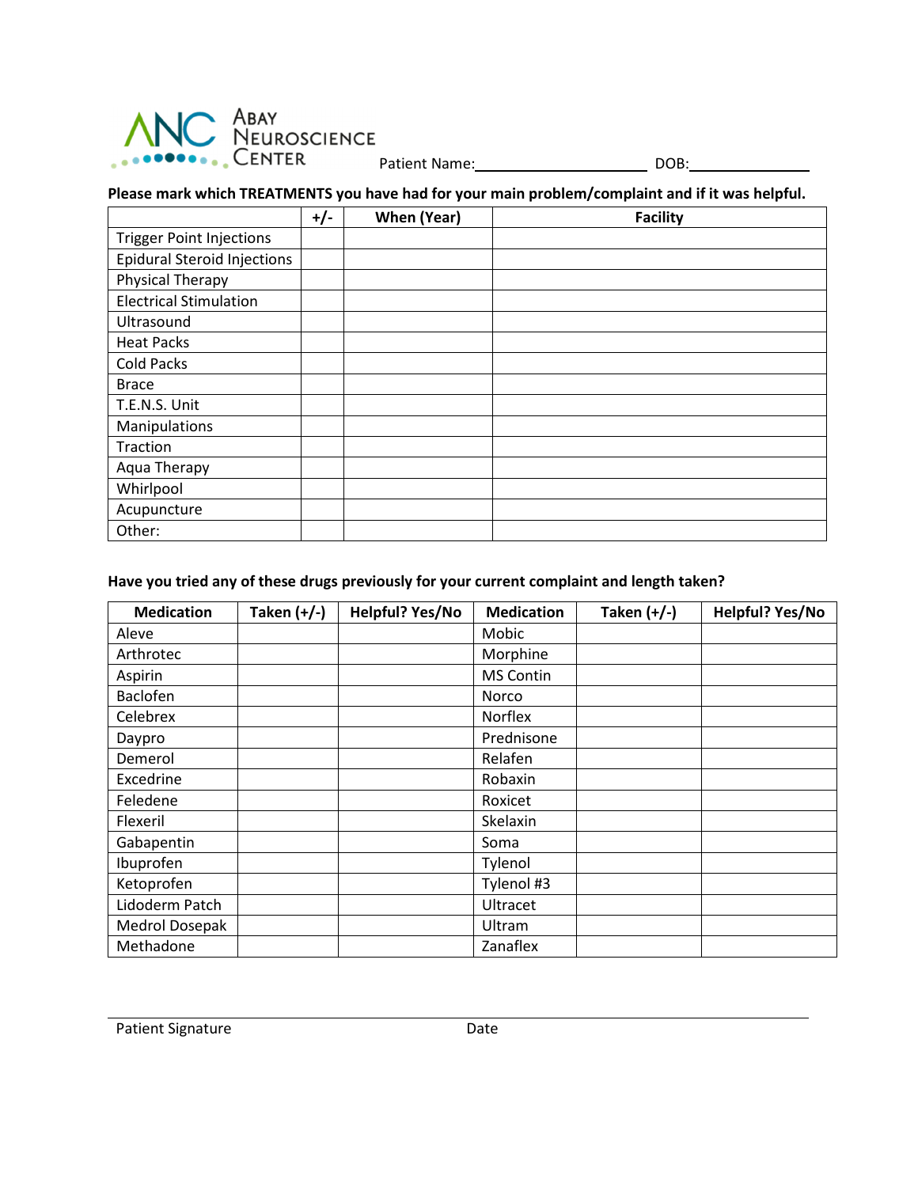**ABAY NEUROSCIENCE CENTER** Patient Name:____________________ DOB:______________

**Please mark which TREATMENTS you have had for your main problem/complaint and if it was helpful.**

| | +/- | When (Year) | Facility |
|---|---|---|---|
| Trigger Point Injections | | | |
| Epidural Steroid Injections | | | |
| Physical Therapy | | | |
| Electrical Stimulation | | | |
| Ultrasound | | | |
| Heat Packs | | | |
| Cold Packs | | | |
| Brace | | | |
| T.E.N.S. Unit | | | |
| Manipulations | | | |
| Traction | | | |
| Aqua Therapy | | | |
| Whirlpool | | | |
| Acupuncture | | | |
| Other: | | | |

**Have you tried any of these drugs previously for your current complaint and length taken?**

| Medication | Taken (+/-) | Helpful? Yes/No | Medication | Taken (+/-) | Helpful? Yes/No |
|---|---|---|---|---|---|
| Aleve | | | Mobic | | |
| Arthrotec | | | Morphine | | |
| Aspirin | | | MS Contin | | |
| Baclofen | | | Norco | | |
| Celebrex | | | Norflex | | |
| Daypro | | | Prednisone | | |
| Demerol | | | Relafen | | |
| Excedrine | | | Robaxin | | |
| Feledene | | | Roxicet | | |
| Flexeril | | | Skelaxin | | |
| Gabapentin | | | Soma | | |
| Ibuprofen | | | Tylenol | | |
| Ketoprofen | | | Tylenol #3 | | |
| Lidoderm Patch | | | Ultracet | | |
| Medrol Dosepak | | | Ultram | | |
| Methadone | | | Zanaflex | | |

Patient Signature Date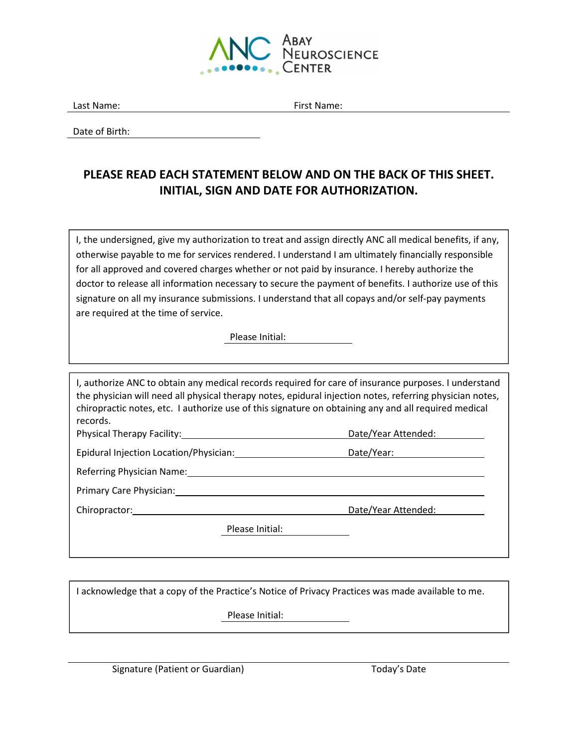**ANC** Abay Neuroscience Center

Last Name: ______________________ First Name: ______________________

Date of Birth: ______________________

## PLEASE READ EACH STATEMENT BELOW AND ON THE BACK OF THIS SHEET. INITIAL, SIGN AND DATE FOR AUTHORIZATION.

I, the undersigned, give my authorization to treat and assign directly ANC all medical benefits, if any, otherwise payable to me for services rendered. I understand I am ultimately financially responsible for all approved and covered charges whether or not paid by insurance. I hereby authorize the doctor to release all information necessary to secure the payment of benefits. I authorize use of this signature on all my insurance submissions. I understand that all copays and/or self-pay payments are required at the time of service.

Please Initial: ______________

---

I, authorize ANC to obtain any medical records required for care of insurance purposes. I understand the physician will need all physical therapy notes, epidural injection notes, referring physician notes, chiropractic notes, etc. I authorize use of this signature on obtaining any and all required medical records.

Physical Therapy Facility: ______________________ Date/Year Attended: ______________

Epidural Injection Location/Physician: ______________________ Date/Year: ______________

Referring Physician Name: ______________________

Primary Care Physician: ______________________

Chiropractor: ______________________ Date/Year Attended: ______________

Please Initial: ______________

---

I acknowledge that a copy of the Practice's Notice of Privacy Practices was made available to me.

Please Initial: ______________

---

Signature (Patient or Guardian) ______________________ Today's Date ______________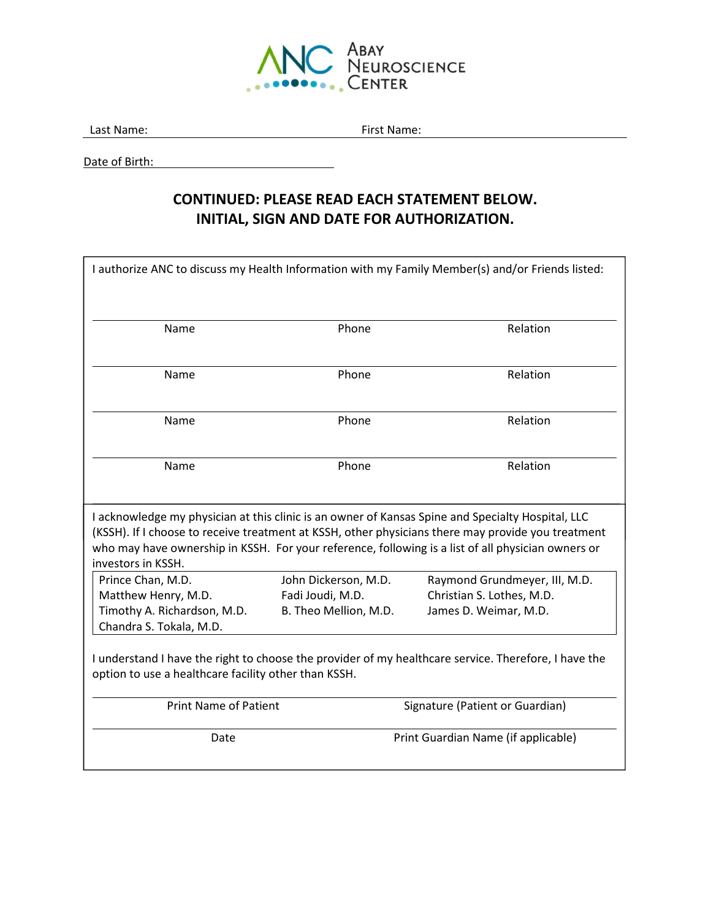ANC Abay Neuroscience Center

Last Name: ____________________ First Name: ____________________

Date of Birth: ____________________

## CONTINUED: PLEASE READ EACH STATEMENT BELOW. INITIAL, SIGN AND DATE FOR AUTHORIZATION.

I authorize ANC to discuss my Health Information with my Family Member(s) and/or Friends listed:

| Name | Phone | Relation |
|---|---|---|
| Name | Phone | Relation |
| Name | Phone | Relation |
| Name | Phone | Relation |

I acknowledge my physician at this clinic is an owner of Kansas Spine and Specialty Hospital, LLC (KSSH). If I choose to receive treatment at KSSH, other physicians there may provide you treatment who may have ownership in KSSH. For your reference, following is a list of all physician owners or investors in KSSH.

| | | |
|---|---|---|
| Prince Chan, M.D. | John Dickerson, M.D. | Raymond Grundmeyer, III, M.D. |
| Matthew Henry, M.D. | Fadi Joudi, M.D. | Christian S. Lothes, M.D. |
| Timothy A. Richardson, M.D. | B. Theo Mellion, M.D. | James D. Weimar, M.D. |
| Chandra S. Tokala, M.D. | | |

I understand I have the right to choose the provider of my healthcare service. Therefore, I have the option to use a healthcare facility other than KSSH.

| | |
|---|---|
| Print Name of Patient | Signature (Patient or Guardian) |
| Date | Print Guardian Name (if applicable) |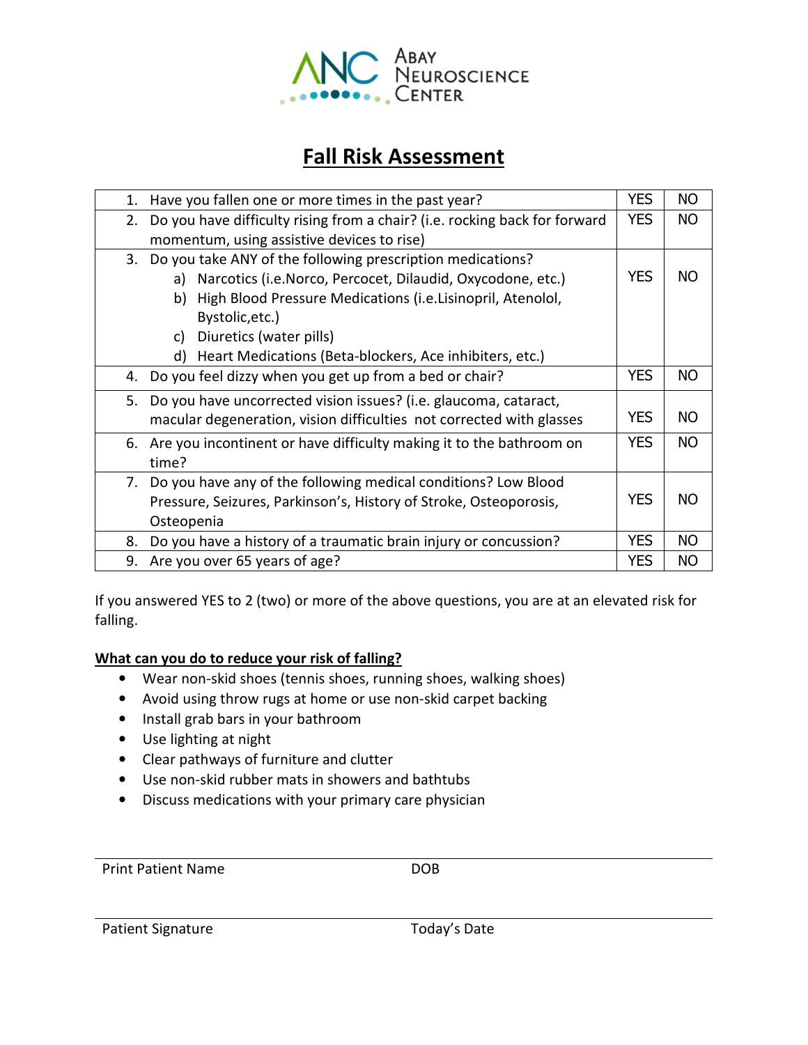ABAY NEUROSCIENCE CENTER

# Fall Risk Assessment

| Question | | |
|---|---|---|
| 1. Have you fallen one or more times in the past year? | YES | NO |
| 2. Do you have difficulty rising from a chair? (i.e. rocking back for forward momentum, using assistive devices to rise) | YES | NO |
| 3. Do you take ANY of the following prescription medications?<br>a) Narcotics (i.e.Norco, Percocet, Dilaudid, Oxycodone, etc.)<br>b) High Blood Pressure Medications (i.e.Lisinopril, Atenolol, Bystolic,etc.)<br>c) Diuretics (water pills)<br>d) Heart Medications (Beta-blockers, Ace inhibiters, etc.) | YES | NO |
| 4. Do you feel dizzy when you get up from a bed or chair? | YES | NO |
| 5. Do you have uncorrected vision issues? (i.e. glaucoma, cataract, macular degeneration, vision difficulties not corrected with glasses | YES | NO |
| 6. Are you incontinent or have difficulty making it to the bathroom on time? | YES | NO |
| 7. Do you have any of the following medical conditions? Low Blood Pressure, Seizures, Parkinson's, History of Stroke, Osteoporosis, Osteopenia | YES | NO |
| 8. Do you have a history of a traumatic brain injury or concussion? | YES | NO |
| 9. Are you over 65 years of age? | YES | NO |

If you answered YES to 2 (two) or more of the above questions, you are at an elevated risk for falling.

**What can you do to reduce your risk of falling?**

- Wear non-skid shoes (tennis shoes, running shoes, walking shoes)
- Avoid using throw rugs at home or use non-skid carpet backing
- Install grab bars in your bathroom
- Use lighting at night
- Clear pathways of furniture and clutter
- Use non-skid rubber mats in showers and bathtubs
- Discuss medications with your primary care physician

Print Patient Name _______________ DOB _______________

Patient Signature _______________ Today's Date _______________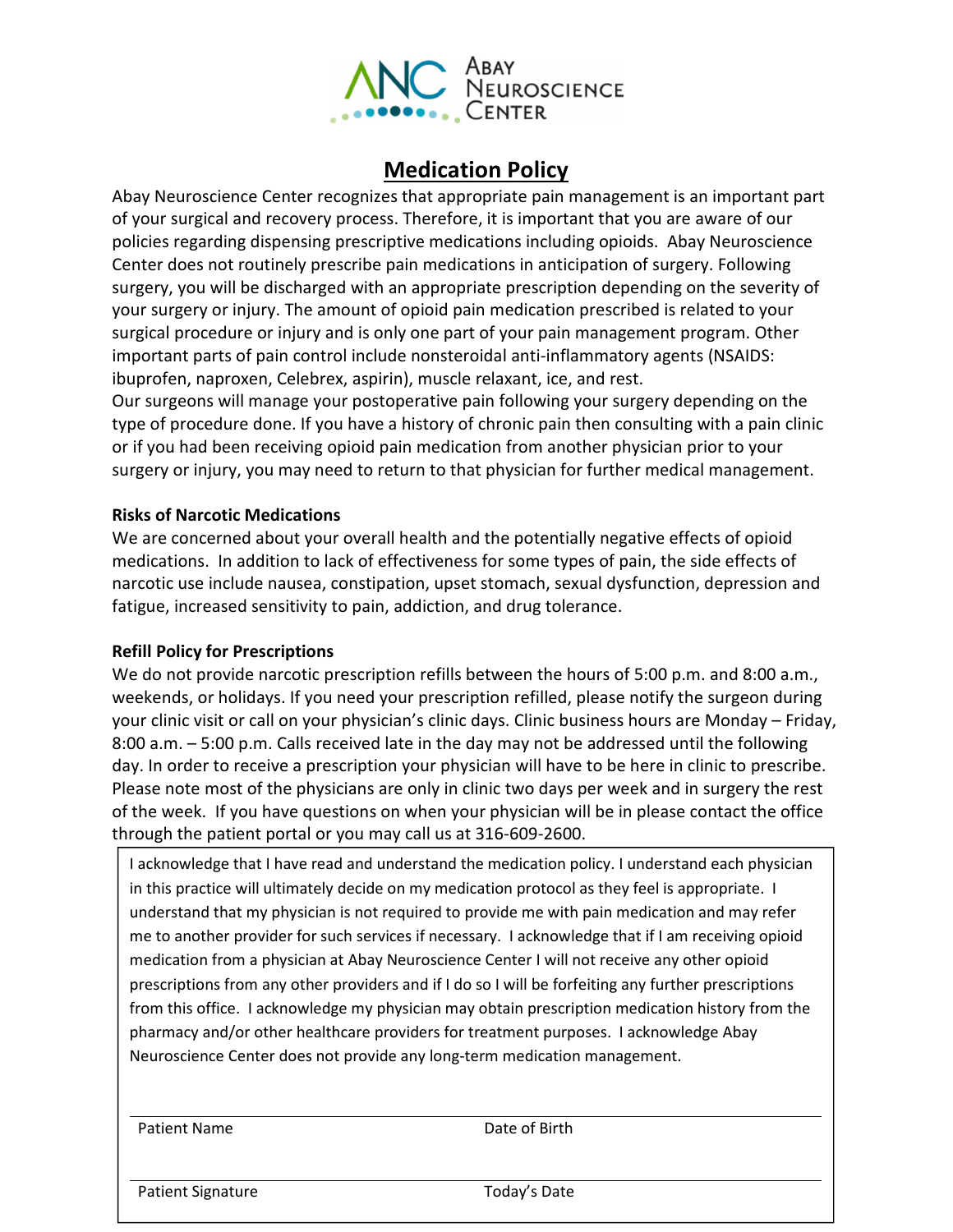ANC Abay Neuroscience Center

# Medication Policy

Abay Neuroscience Center recognizes that appropriate pain management is an important part of your surgical and recovery process. Therefore, it is important that you are aware of our policies regarding dispensing prescriptive medications including opioids. Abay Neuroscience Center does not routinely prescribe pain medications in anticipation of surgery. Following surgery, you will be discharged with an appropriate prescription depending on the severity of your surgery or injury. The amount of opioid pain medication prescribed is related to your surgical procedure or injury and is only one part of your pain management program. Other important parts of pain control include nonsteroidal anti-inflammatory agents (NSAIDS: ibuprofen, naproxen, Celebrex, aspirin), muscle relaxant, ice, and rest.

Our surgeons will manage your postoperative pain following your surgery depending on the type of procedure done. If you have a history of chronic pain then consulting with a pain clinic or if you had been receiving opioid pain medication from another physician prior to your surgery or injury, you may need to return to that physician for further medical management.

**Risks of Narcotic Medications**

We are concerned about your overall health and the potentially negative effects of opioid medications. In addition to lack of effectiveness for some types of pain, the side effects of narcotic use include nausea, constipation, upset stomach, sexual dysfunction, depression and fatigue, increased sensitivity to pain, addiction, and drug tolerance.

**Refill Policy for Prescriptions**

We do not provide narcotic prescription refills between the hours of 5:00 p.m. and 8:00 a.m., weekends, or holidays. If you need your prescription refilled, please notify the surgeon during your clinic visit or call on your physician's clinic days. Clinic business hours are Monday – Friday, 8:00 a.m. – 5:00 p.m. Calls received late in the day may not be addressed until the following day. In order to receive a prescription your physician will have to be here in clinic to prescribe. Please note most of the physicians are only in clinic two days per week and in surgery the rest of the week. If you have questions on when your physician will be in please contact the office through the patient portal or you may call us at 316-609-2600.

I acknowledge that I have read and understand the medication policy. I understand each physician in this practice will ultimately decide on my medication protocol as they feel is appropriate. I understand that my physician is not required to provide me with pain medication and may refer me to another provider for such services if necessary. I acknowledge that if I am receiving opioid medication from a physician at Abay Neuroscience Center I will not receive any other opioid prescriptions from any other providers and if I do so I will be forfeiting any further prescriptions from this office. I acknowledge my physician may obtain prescription medication history from the pharmacy and/or other healthcare providers for treatment purposes. I acknowledge Abay Neuroscience Center does not provide any long-term medication management.

Patient Name ______________________ Date of Birth ______________________

Patient Signature ______________________ Today's Date ______________________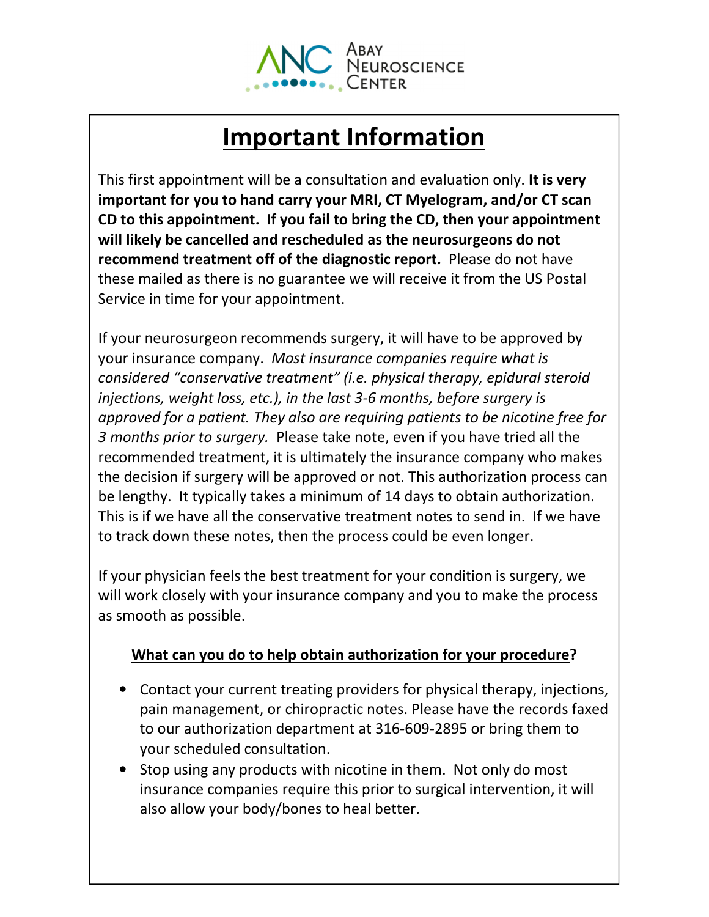ABAY NEUROSCIENCE CENTER

# Important Information

This first appointment will be a consultation and evaluation only. **It is very important for you to hand carry your MRI, CT Myelogram, and/or CT scan CD to this appointment. If you fail to bring the CD, then your appointment will likely be cancelled and rescheduled as the neurosurgeons do not recommend treatment off of the diagnostic report.** Please do not have these mailed as there is no guarantee we will receive it from the US Postal Service in time for your appointment.

If your neurosurgeon recommends surgery, it will have to be approved by your insurance company. *Most insurance companies require what is considered "conservative treatment" (i.e. physical therapy, epidural steroid injections, weight loss, etc.), in the last 3-6 months, before surgery is approved for a patient. They also are requiring patients to be nicotine free for 3 months prior to surgery.* Please take note, even if you have tried all the recommended treatment, it is ultimately the insurance company who makes the decision if surgery will be approved or not. This authorization process can be lengthy. It typically takes a minimum of 14 days to obtain authorization. This is if we have all the conservative treatment notes to send in. If we have to track down these notes, then the process could be even longer.

If your physician feels the best treatment for your condition is surgery, we will work closely with your insurance company and you to make the process as smooth as possible.

## What can you do to help obtain authorization for your procedure?

- Contact your current treating providers for physical therapy, injections, pain management, or chiropractic notes. Please have the records faxed to our authorization department at 316-609-2895 or bring them to your scheduled consultation.
- Stop using any products with nicotine in them. Not only do most insurance companies require this prior to surgical intervention, it will also allow your body/bones to heal better.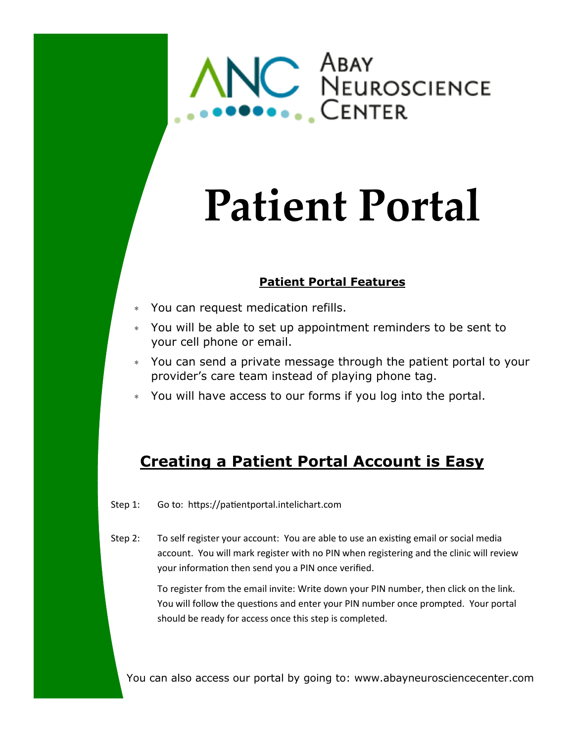ABAY NEUROSCIENCE CENTER

# Patient Portal

## Patient Portal Features

- You can request medication refills.
- You will be able to set up appointment reminders to be sent to your cell phone or email.
- You can send a private message through the patient portal to your provider's care team instead of playing phone tag.
- You will have access to our forms if you log into the portal.

## Creating a Patient Portal Account is Easy

Step 1: Go to: https://patientportal.intelichart.com

Step 2: To self register your account: You are able to use an existing email or social media account. You will mark register with no PIN when registering and the clinic will review your information then send you a PIN once verified.

To register from the email invite: Write down your PIN number, then click on the link. You will follow the questions and enter your PIN number once prompted. Your portal should be ready for access once this step is completed.

You can also access our portal by going to: www.abayneurosciencecenter.com